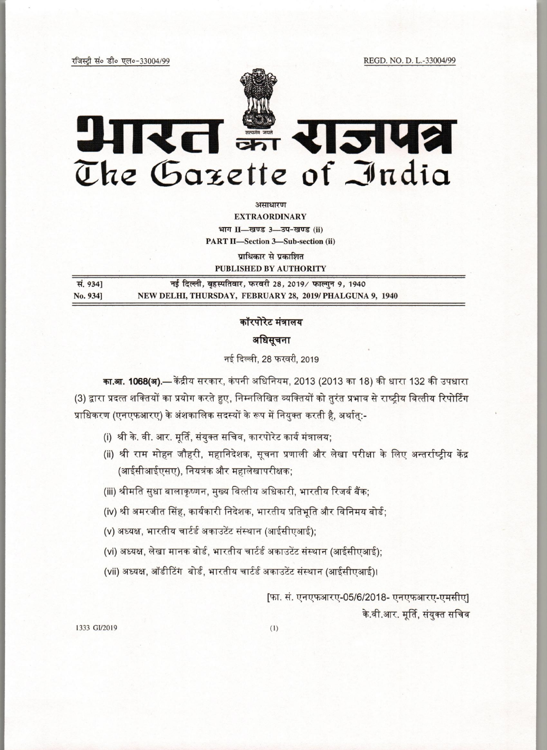रजिस्ट्री सं० डी० एल०-33004/99 REGD. NO. D. L.-33004/99

# भारत का राजपत्र
# The Gazette of India

असाधारण

**EXTRAORDINARY**

भाग II—खण्ड 3—उप-खण्ड (ii)

**PART II—Section 3—Sub-section (ii)**

प्राधिकार से प्रकाशित

**PUBLISHED BY AUTHORITY**

| सं. 934] | नई दिल्ली, बृहस्पतिवार, फरवरी 28, 2019/ फाल्गुन 9, 1940 |
|---|---|
| No. 934] | NEW DELHI, THURSDAY, FEBRUARY 28, 2019/ PHALGUNA 9, 1940 |

## कॉरपोरेट मंत्रालय

## अधिसूचना

नई दिल्ली, 28 फरवरी, 2019

**का.आ. 1068(अ).**— केंद्रीय सरकार, कंपनी अधिनियम, 2013 (2013 का 18) की धारा 132 की उपधारा (3) द्वारा प्रदत्त शक्तियों का प्रयोग करते हुए, निम्नलिखित व्यक्तियों को तुरंत प्रभाव से राष्ट्रीय वित्तीय रिपोर्टिंग प्राधिकरण (एनएफआरए) के अंशकालिक सदस्यों के रूप में नियुक्त करती है, अर्थात्:-

(i) श्री के. वी. आर. मूर्ति, संयुक्त सचिव, कारपोरेट कार्य मंत्रालय;

(ii) श्री राम मोहन जौहरी, महानिदेशक, सूचना प्रणाली और लेखा परीक्षा के लिए अन्तर्राष्ट्रीय केंद्र (आईसीआईएसए), नियत्रंक और महालेखापरीक्षक;

(iii) श्रीमति सुधा बालाकृष्णन, मुख्य वित्तीय अधिकारी, भारतीय रिजर्व बैंक;

(iv) श्री अमरजीत सिंह, कार्यकारी निदेशक, भारतीय प्रतिभूति और विनिमय बोर्ड;

(v) अध्यक्ष, भारतीय चार्टर्ड अकाउटेंट संस्थान (आईसीएआई);

(vi) अध्यक्ष, लेखा मानक बोर्ड, भारतीय चार्टर्ड अकाउटेंट संस्थान (आईसीएआई);

(vii) अध्यक्ष, ऑडीटिंग बोर्ड, भारतीय चार्टर्ड अकाउटेंट संस्थान (आईसीएआई)।

[फा. सं. एनएफआरए-05/6/2018- एनएफआरए-एमसीए]

के.वी.आर. मूर्ति, संयुक्त सचिव

1333 GI/2019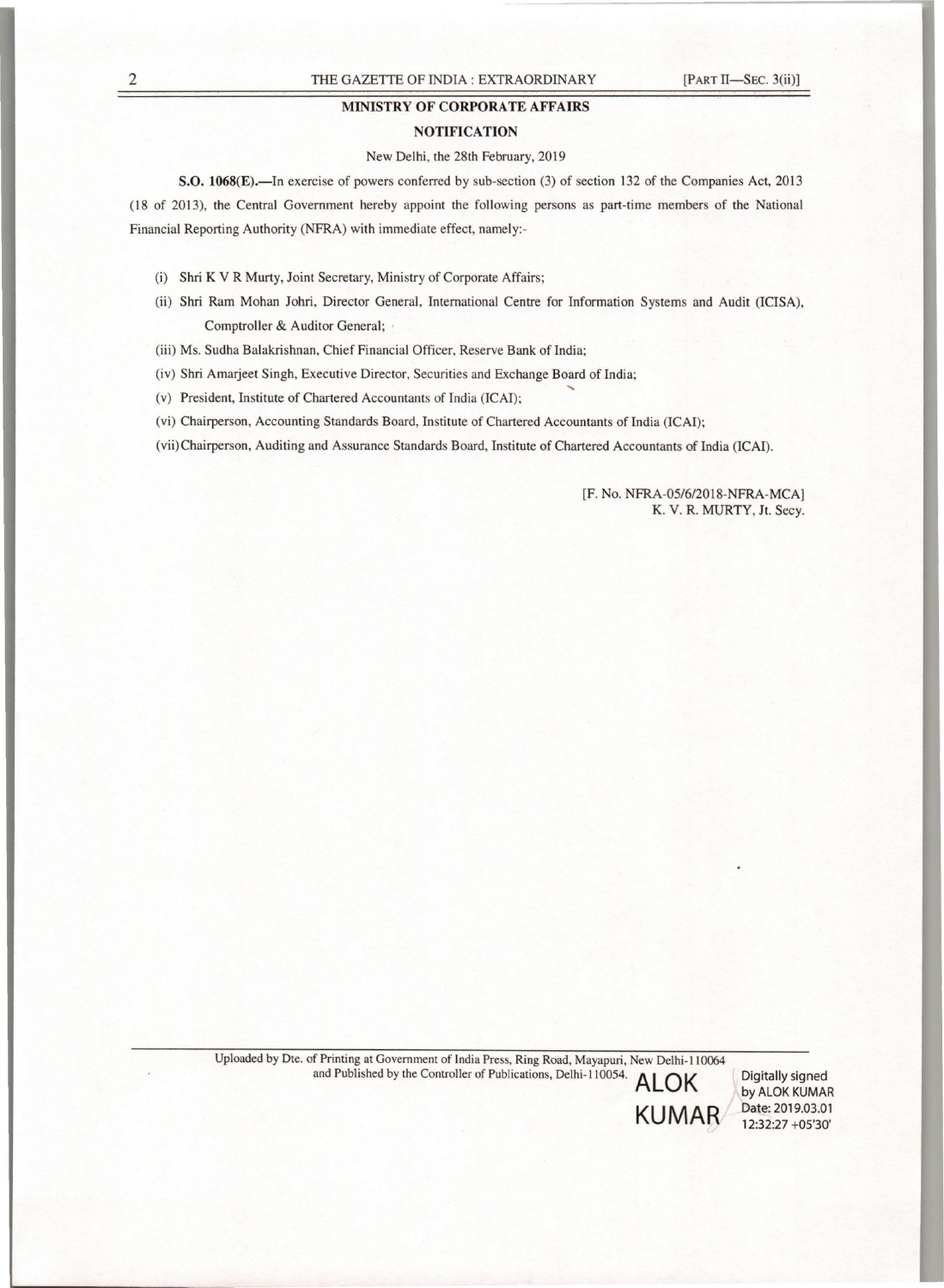## MINISTRY OF CORPORATE AFFAIRS

### NOTIFICATION

New Delhi, the 28th February, 2019

**S.O. 1068(E).**—In exercise of powers conferred by sub-section (3) of section 132 of the Companies Act, 2013 (18 of 2013), the Central Government hereby appoint the following persons as part-time members of the National Financial Reporting Authority (NFRA) with immediate effect, namely:-

(i) Shri K V R Murty, Joint Secretary, Ministry of Corporate Affairs;

(ii) Shri Ram Mohan Johri, Director General, International Centre for Information Systems and Audit (ICISA), Comptroller & Auditor General;

(iii) Ms. Sudha Balakrishnan, Chief Financial Officer, Reserve Bank of India;

(iv) Shri Amarjeet Singh, Executive Director, Securities and Exchange Board of India;

(v) President, Institute of Chartered Accountants of India (ICAI);

(vi) Chairperson, Accounting Standards Board, Institute of Chartered Accountants of India (ICAI);

(vii) Chairperson, Auditing and Assurance Standards Board, Institute of Chartered Accountants of India (ICAI).

[F. No. NFRA-05/6/2018-NFRA-MCA]
K. V. R. MURTY, Jt. Secy.

Uploaded by Dte. of Printing at Government of India Press, Ring Road, Mayapuri, New Delhi-110064 and Published by the Controller of Publications, Delhi-110054.

ALOK KUMAR Digitally signed by ALOK KUMAR Date: 2019.03.01 12:32:27 +05'30'